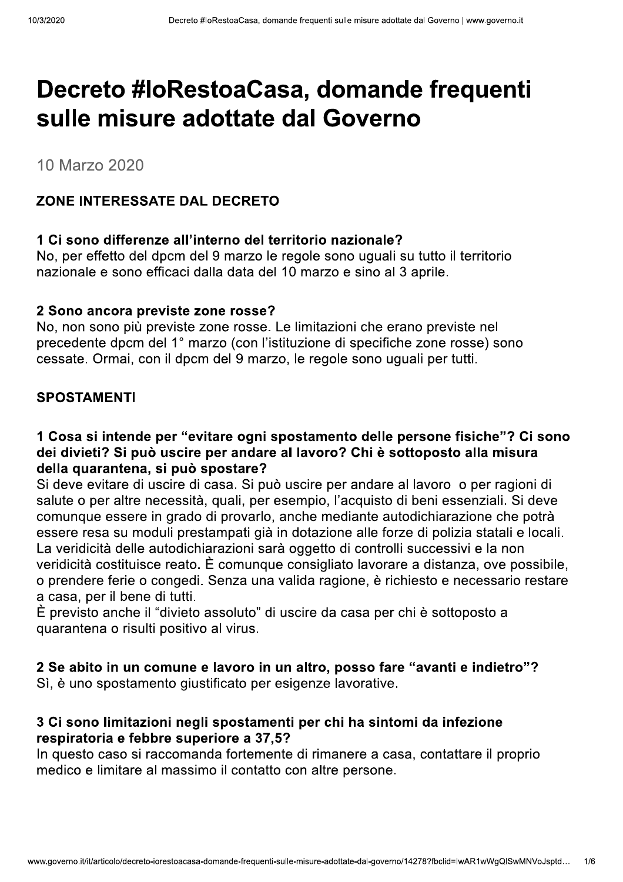# Decreto #IoRestoaCasa, domande frequenti sulle misure adottate dal Governo

10 Marzo 2020

## ZONE INTERESSATE DAL DECRETO

### 1 Ci sono differenze all'interno del territorio nazionale?

No, per effetto del dpcm del 9 marzo le regole sono uguali su tutto il territorio nazionale e sono efficaci dalla data del 10 marzo e sino al 3 aprile.

### 2 Sono ancora previste zone rosse?

No, non sono più previste zone rosse. Le limitazioni che erano previste nel precedente dpcm del 1° marzo (con l'istituzione di specifiche zone rosse) sono cessate. Ormai, con il dpcm del 9 marzo, le regole sono uguali per tutti.

## SPOSTAMENTI

### 1 Cosa si intende per "evitare ogni spostamento delle persone fisiche"? Ci sono dei divieti? Si può uscire per andare al lavoro? Chi è sottoposto alla misura della quarantena, si può spostare?

Si deve evitare di uscire di casa. Si può uscire per andare al lavoro o per ragioni di salute o per altre necessità, quali, per esempio, l'acquisto di beni essenziali. Si deve comunque essere in grado di provarlo, anche mediante autodichiarazione che potrà essere resa su moduli prestampati già in dotazione alle forze di polizia statali e locali. La veridicità delle autodichiarazioni sarà oggetto di controlli successivi e la non veridicità costituisce reato. È comunque consigliato lavorare a distanza, ove possibile, o prendere ferie o congedi. Senza una valida ragione, è richiesto e necessario restare a casa, per il bene di tutti.

È previsto anche il "divieto assoluto" di uscire da casa per chi è sottoposto a quarantena o risulti positivo al virus.

### 2 Se abito in un comune e lavoro in un altro, posso fare "avanti e indietro"?

Sì, è uno spostamento giustificato per esigenze lavorative.

### 3 Ci sono limitazioni negli spostamenti per chi ha sintomi da infezione respiratoria e febbre superiore a 37,5?

In questo caso si raccomanda fortemente di rimanere a casa, contattare il proprio medico e limitare al massimo il contatto con altre persone.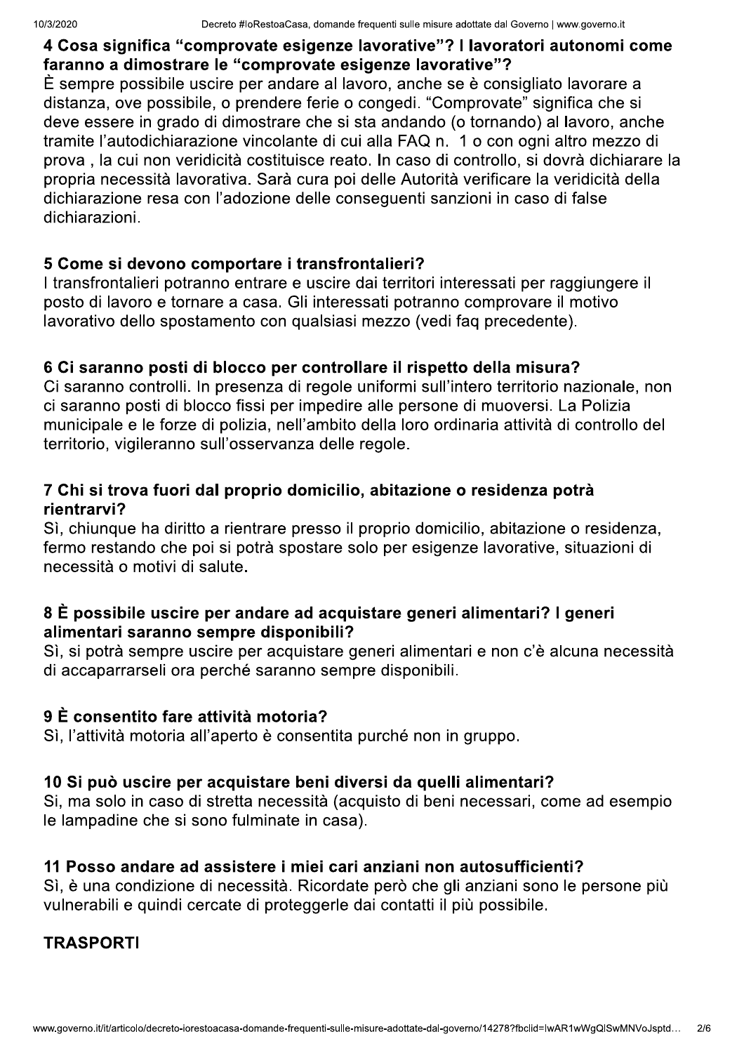### 4 Cosa significa "comprovate esigenze lavorative"? I lavoratori autonomi come faranno a dimostrare le "comprovate esigenze lavorative"?

È sempre possibile uscire per andare al lavoro, anche se è consigliato lavorare a distanza, ove possibile, o prendere ferie o congedi. "Comprovate" significa che si deve essere in grado di dimostrare che si sta andando (o tornando) al lavoro, anche tramite l'autodichiarazione vincolante di cui alla FAQ n.  1 o con ogni altro mezzo di prova , la cui non veridicità costituisce reato. In caso di controllo, si dovrà dichiarare la propria necessità lavorativa. Sarà cura poi delle Autorità verificare la veridicità della dichiarazione resa con l'adozione delle conseguenti sanzioni in caso di false dichiarazioni.

### 5 Come si devono comportare i transfrontalieri?

I transfrontalieri potranno entrare e uscire dai territori interessati per raggiungere il posto di lavoro e tornare a casa. Gli interessati potranno comprovare il motivo lavorativo dello spostamento con qualsiasi mezzo (vedi faq precedente).

### 6 Ci saranno posti di blocco per controllare il rispetto della misura?

Ci saranno controlli. In presenza di regole uniformi sull'intero territorio nazionale, non ci saranno posti di blocco fissi per impedire alle persone di muoversi. La Polizia municipale e le forze di polizia, nell'ambito della loro ordinaria attività di controllo del territorio, vigileranno sull'osservanza delle regole.

### 7 Chi si trova fuori dal proprio domicilio, abitazione o residenza potrà rientrarvi?

Sì, chiunque ha diritto a rientrare presso il proprio domicilio, abitazione o residenza, fermo restando che poi si potrà spostare solo per esigenze lavorative, situazioni di necessità o motivi di salute.

### 8 È possibile uscire per andare ad acquistare generi alimentari? I generi alimentari saranno sempre disponibili?

Sì, si potrà sempre uscire per acquistare generi alimentari e non c'è alcuna necessità di accaparrarseli ora perché saranno sempre disponibili.

### 9 È consentito fare attività motoria?

Sì, l'attività motoria all'aperto è consentita purché non in gruppo.

### 10 Si può uscire per acquistare beni diversi da quelli alimentari?

Si, ma solo in caso di stretta necessità (acquisto di beni necessari, come ad esempio le lampadine che si sono fulminate in casa).

### 11 Posso andare ad assistere i miei cari anziani non autosufficienti?

Sì, è una condizione di necessità. Ricordate però che gli anziani sono le persone più vulnerabili e quindi cercate di proteggerle dai contatti il più possibile.

## TRASPORTI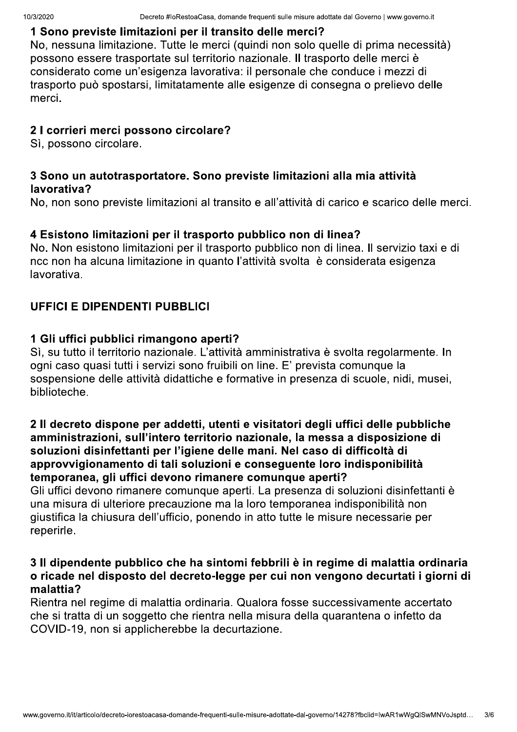### 1 Sono previste limitazioni per il transito delle merci?

No, nessuna limitazione. Tutte le merci (quindi non solo quelle di prima necessità) possono essere trasportate sul territorio nazionale. Il trasporto delle merci è considerato come un'esigenza lavorativa: il personale che conduce i mezzi di trasporto può spostarsi, limitatamente alle esigenze di consegna o prelievo delle merci.

### 2 I corrieri merci possono circolare?

Sì, possono circolare.

### 3 Sono un autotrasportatore. Sono previste limitazioni alla mia attività lavorativa?

No, non sono previste limitazioni al transito e all'attività di carico e scarico delle merci.

### 4 Esistono limitazioni per il trasporto pubblico non di linea?

No. Non esistono limitazioni per il trasporto pubblico non di linea. Il servizio taxi e di ncc non ha alcuna limitazione in quanto l'attività svolta è considerata esigenza lavorativa.

## UFFICI E DIPENDENTI PUBBLICI

### 1 Gli uffici pubblici rimangono aperti?

Sì, su tutto il territorio nazionale. L'attività amministrativa è svolta regolarmente. In ogni caso quasi tutti i servizi sono fruibili on line. E' prevista comunque la sospensione delle attività didattiche e formative in presenza di scuole, nidi, musei, biblioteche.

### 2 Il decreto dispone per addetti, utenti e visitatori degli uffici delle pubbliche amministrazioni, sull'intero territorio nazionale, la messa a disposizione di soluzioni disinfettanti per l'igiene delle mani. Nel caso di difficoltà di approvvigionamento di tali soluzioni e conseguente loro indisponibilità temporanea, gli uffici devono rimanere comunque aperti?

Gli uffici devono rimanere comunque aperti. La presenza di soluzioni disinfettanti è una misura di ulteriore precauzione ma la loro temporanea indisponibilità non giustifica la chiusura dell'ufficio, ponendo in atto tutte le misure necessarie per reperirle.

### 3 Il dipendente pubblico che ha sintomi febbrili è in regime di malattia ordinaria o ricade nel disposto del decreto-legge per cui non vengono decurtati i giorni di malattia?

Rientra nel regime di malattia ordinaria. Qualora fosse successivamente accertato che si tratta di un soggetto che rientra nella misura della quarantena o infetto da COVID-19, non si applicherebbe la decurtazione.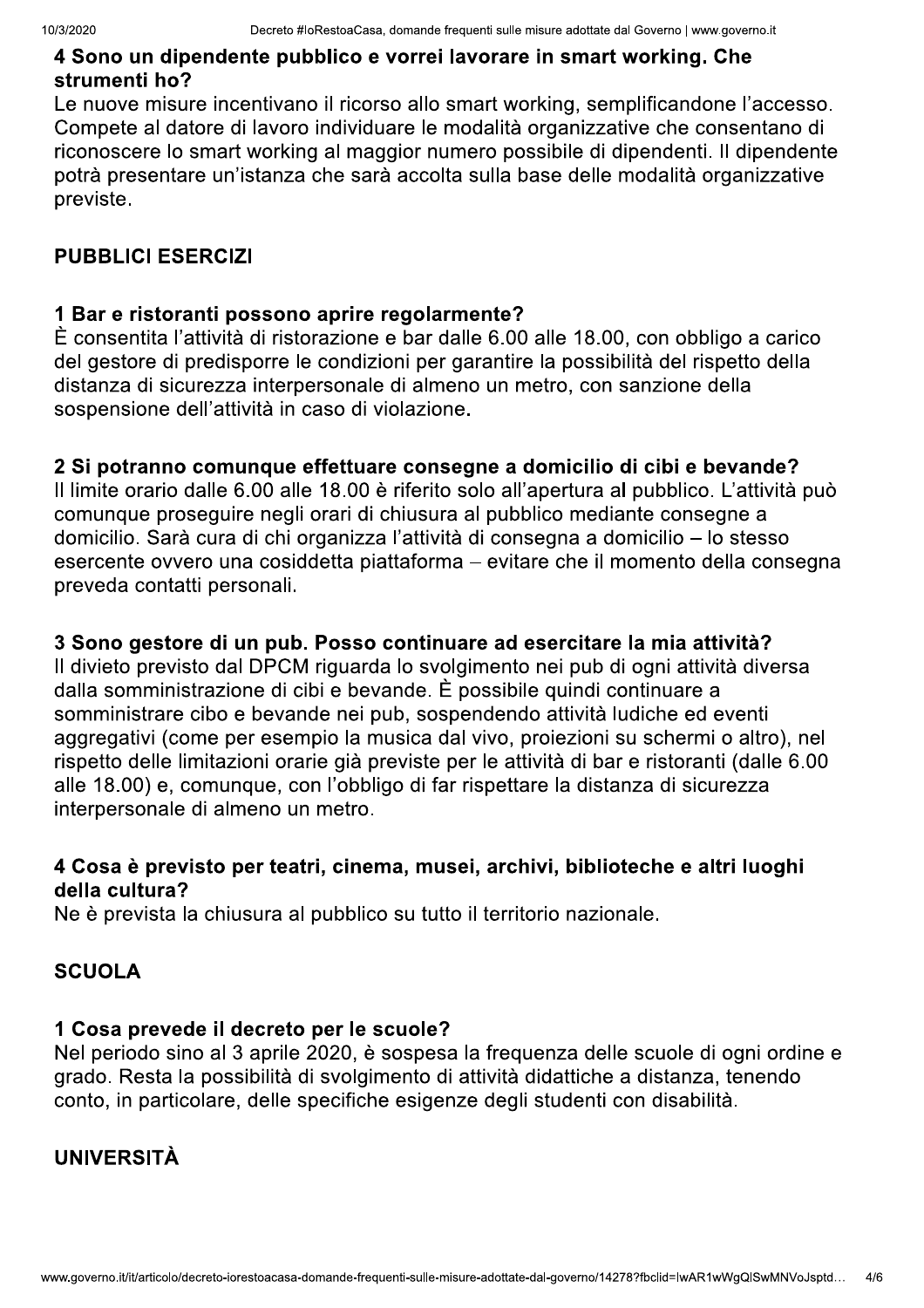### 4 Sono un dipendente pubblico e vorrei lavorare in smart working. Che strumenti ho?

Le nuove misure incentivano il ricorso allo smart working, semplificandone l'accesso. Compete al datore di lavoro individuare le modalità organizzative che consentano di riconoscere lo smart working al maggior numero possibile di dipendenti. Il dipendente potrà presentare un'istanza che sarà accolta sulla base delle modalità organizzative previste.

## PUBBLICI ESERCIZI

### 1 Bar e ristoranti possono aprire regolarmente?

È consentita l'attività di ristorazione e bar dalle 6.00 alle 18.00, con obbligo a carico del gestore di predisporre le condizioni per garantire la possibilità del rispetto della distanza di sicurezza interpersonale di almeno un metro, con sanzione della sospensione dell'attività in caso di violazione.

### 2 Si potranno comunque effettuare consegne a domicilio di cibi e bevande?

Il limite orario dalle 6.00 alle 18.00 è riferito solo all'apertura al pubblico. L'attività può comunque proseguire negli orari di chiusura al pubblico mediante consegne a domicilio. Sarà cura di chi organizza l'attività di consegna a domicilio – lo stesso esercente ovvero una cosiddetta piattaforma – evitare che il momento della consegna preveda contatti personali.

### 3 Sono gestore di un pub. Posso continuare ad esercitare la mia attività?

Il divieto previsto dal DPCM riguarda lo svolgimento nei pub di ogni attività diversa dalla somministrazione di cibi e bevande. È possibile quindi continuare a somministrare cibo e bevande nei pub, sospendendo attività ludiche ed eventi aggregativi (come per esempio la musica dal vivo, proiezioni su schermi o altro), nel rispetto delle limitazioni orarie già previste per le attività di bar e ristoranti (dalle 6.00 alle 18.00) e, comunque, con l'obbligo di far rispettare la distanza di sicurezza interpersonale di almeno un metro.

### 4 Cosa è previsto per teatri, cinema, musei, archivi, biblioteche e altri luoghi della cultura?

Ne è prevista la chiusura al pubblico su tutto il territorio nazionale.

## SCUOLA

### 1 Cosa prevede il decreto per le scuole?

Nel periodo sino al 3 aprile 2020, è sospesa la frequenza delle scuole di ogni ordine e grado. Resta la possibilità di svolgimento di attività didattiche a distanza, tenendo conto, in particolare, delle specifiche esigenze degli studenti con disabilità.

## UNIVERSITÀ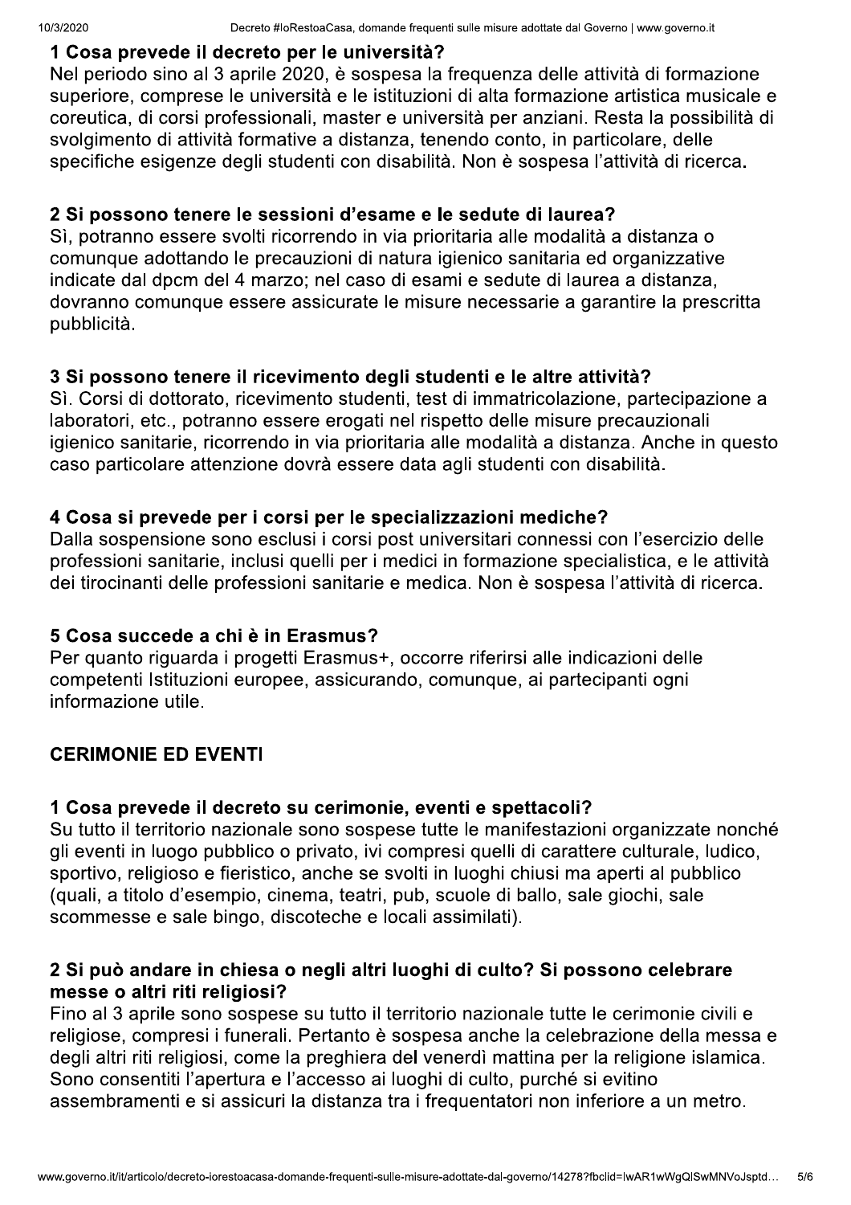### 1 Cosa prevede il decreto per le università?

Nel periodo sino al 3 aprile 2020, è sospesa la frequenza delle attività di formazione superiore, comprese le università e le istituzioni di alta formazione artistica musicale e coreutica, di corsi professionali, master e università per anziani. Resta la possibilità di svolgimento di attività formative a distanza, tenendo conto, in particolare, delle specifiche esigenze degli studenti con disabilità. Non è sospesa l'attività di ricerca.

### 2 Si possono tenere le sessioni d'esame e le sedute di laurea?

Sì, potranno essere svolti ricorrendo in via prioritaria alle modalità a distanza o comunque adottando le precauzioni di natura igienico sanitaria ed organizzative indicate dal dpcm del 4 marzo; nel caso di esami e sedute di laurea a distanza, dovranno comunque essere assicurate le misure necessarie a garantire la prescritta pubblicità.

### 3 Si possono tenere il ricevimento degli studenti e le altre attività?

Sì. Corsi di dottorato, ricevimento studenti, test di immatricolazione, partecipazione a laboratori, etc., potranno essere erogati nel rispetto delle misure precauzionali igienico sanitarie, ricorrendo in via prioritaria alle modalità a distanza. Anche in questo caso particolare attenzione dovrà essere data agli studenti con disabilità.

### 4 Cosa si prevede per i corsi per le specializzazioni mediche?

Dalla sospensione sono esclusi i corsi post universitari connessi con l'esercizio delle professioni sanitarie, inclusi quelli per i medici in formazione specialistica, e le attività dei tirocinanti delle professioni sanitarie e medica. Non è sospesa l'attività di ricerca.

### 5 Cosa succede a chi è in Erasmus?

Per quanto riguarda i progetti Erasmus+, occorre riferirsi alle indicazioni delle competenti Istituzioni europee, assicurando, comunque, ai partecipanti ogni informazione utile.

## CERIMONIE ED EVENTI

### 1 Cosa prevede il decreto su cerimonie, eventi e spettacoli?

Su tutto il territorio nazionale sono sospese tutte le manifestazioni organizzate nonché gli eventi in luogo pubblico o privato, ivi compresi quelli di carattere culturale, ludico, sportivo, religioso e fieristico, anche se svolti in luoghi chiusi ma aperti al pubblico (quali, a titolo d'esempio, cinema, teatri, pub, scuole di ballo, sale giochi, sale scommesse e sale bingo, discoteche e locali assimilati).

### 2 Si può andare in chiesa o negli altri luoghi di culto? Si possono celebrare messe o altri riti religiosi?

Fino al 3 aprile sono sospese su tutto il territorio nazionale tutte le cerimonie civili e religiose, compresi i funerali. Pertanto è sospesa anche la celebrazione della messa e degli altri riti religiosi, come la preghiera del venerdì mattina per la religione islamica. Sono consentiti l'apertura e l'accesso ai luoghi di culto, purché si evitino assembramenti e si assicuri la distanza tra i frequentatori non inferiore a un metro.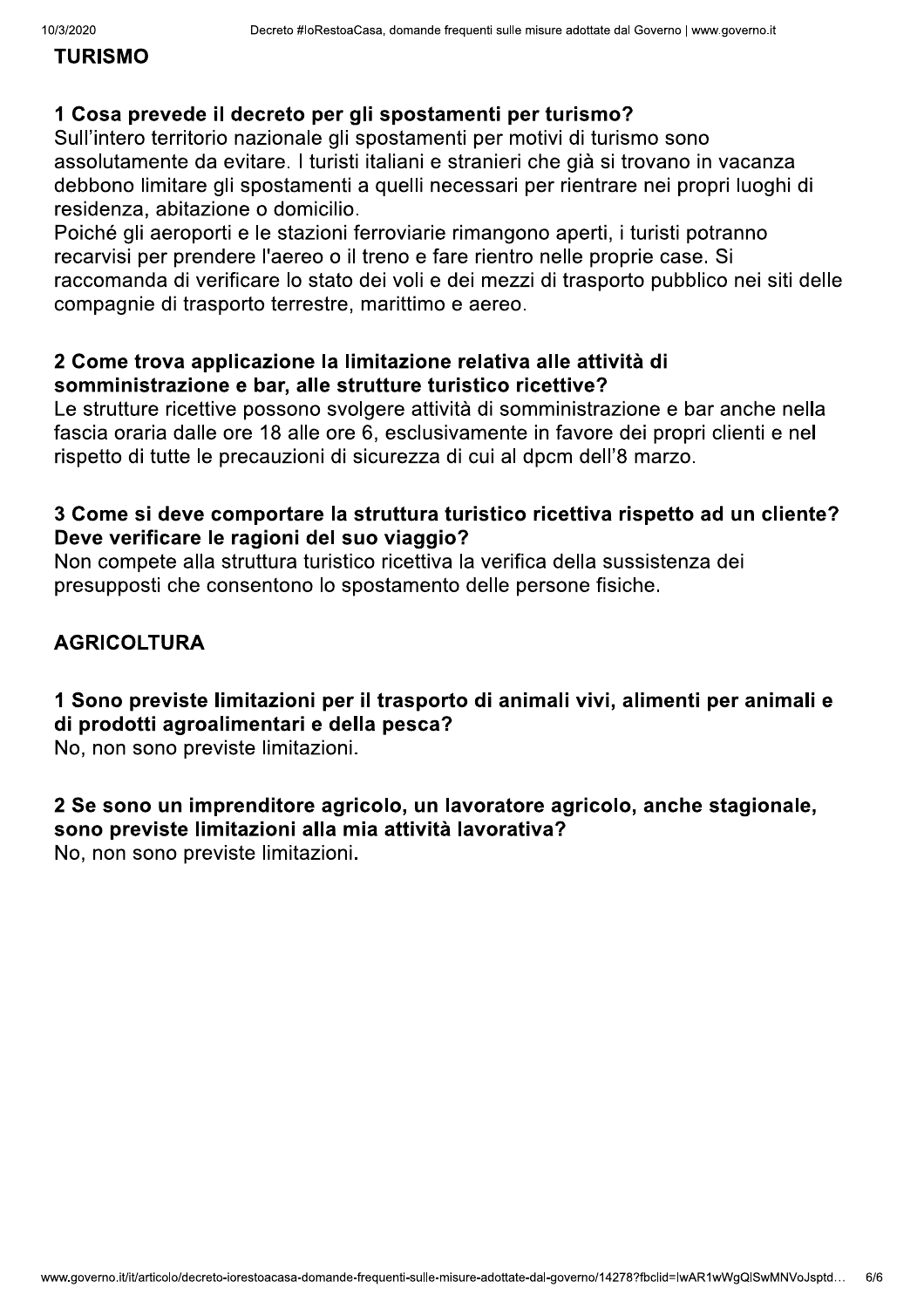## TURISMO

### 1 Cosa prevede il decreto per gli spostamenti per turismo?

Sull'intero territorio nazionale gli spostamenti per motivi di turismo sono assolutamente da evitare. I turisti italiani e stranieri che già si trovano in vacanza debbono limitare gli spostamenti a quelli necessari per rientrare nei propri luoghi di residenza, abitazione o domicilio.

Poiché gli aeroporti e le stazioni ferroviarie rimangono aperti, i turisti potranno recarvisi per prendere l'aereo o il treno e fare rientro nelle proprie case. Si raccomanda di verificare lo stato dei voli e dei mezzi di trasporto pubblico nei siti delle compagnie di trasporto terrestre, marittimo e aereo.

### 2 Come trova applicazione la limitazione relativa alle attività di somministrazione e bar, alle strutture turistico ricettive?

Le strutture ricettive possono svolgere attività di somministrazione e bar anche nella fascia oraria dalle ore 18 alle ore 6, esclusivamente in favore dei propri clienti e nel rispetto di tutte le precauzioni di sicurezza di cui al dpcm dell'8 marzo.

### 3 Come si deve comportare la struttura turistico ricettiva rispetto ad un cliente? Deve verificare le ragioni del suo viaggio?

Non compete alla struttura turistico ricettiva la verifica della sussistenza dei presupposti che consentono lo spostamento delle persone fisiche.

## AGRICOLTURA

### 1 Sono previste limitazioni per il trasporto di animali vivi, alimenti per animali e di prodotti agroalimentari e della pesca?

No, non sono previste limitazioni.

### 2 Se sono un imprenditore agricolo, un lavoratore agricolo, anche stagionale, sono previste limitazioni alla mia attività lavorativa?

No, non sono previste limitazioni.